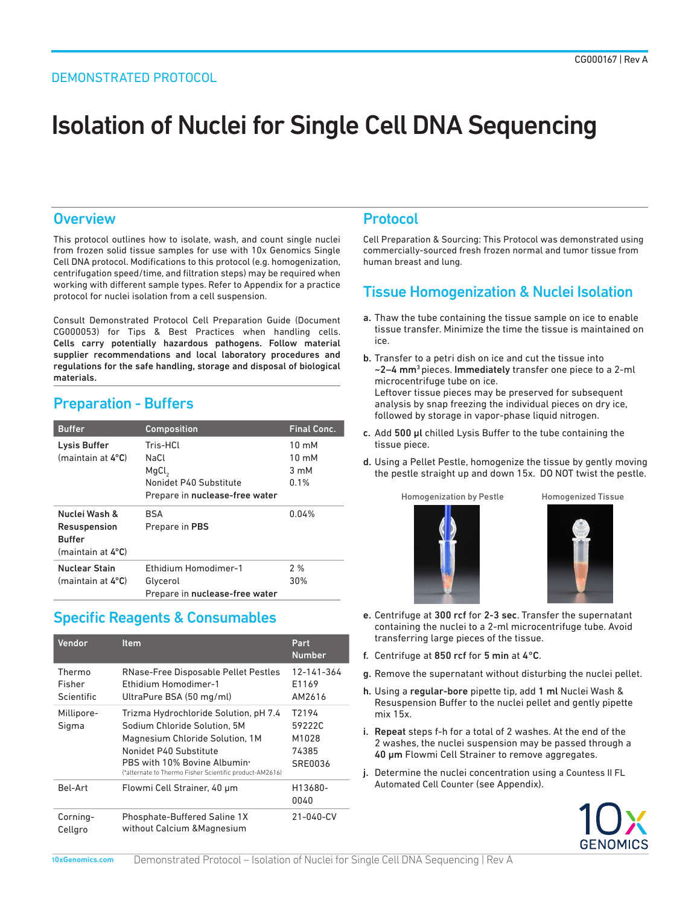CG000167 | Rev A

DEMONSTRATED PROTOCOL

# Isolation of Nuclei for Single Cell DNA Sequencing

## Overview

This protocol outlines how to isolate, wash, and count single nuclei from frozen solid tissue samples for use with 10x Genomics Single Cell DNA protocol. Modifications to this protocol (e.g. homogenization, centrifugation speed/time, and filtration steps) may be required when working with different sample types. Refer to Appendix for a practice protocol for nuclei isolation from a cell suspension.

Consult Demonstrated Protocol Cell Preparation Guide (Document CG000053) for Tips & Best Practices when handling cells. **Cells carry potentially hazardous pathogens. Follow material supplier recommendations and local laboratory procedures and regulations for the safe handling, storage and disposal of biological materials.**

## Preparation - Buffers

| Buffer | Composition | Final Conc. |
|---|---|---|
| **Lysis Buffer** (maintain at **4°C**) | Tris-HCl<br>NaCl<br>$MgCl_2$<br>Nonidet P40 Substitute<br>Prepare in **nuclease-free water** | 10 mM<br>10 mM<br>3 mM<br>0.1% |
| **Nuclei Wash & Resuspension Buffer** (maintain at **4°C**) | BSA<br>Prepare in **PBS** | 0.04% |
| **Nuclear Stain** (maintain at **4°C**) | Ethidium Homodimer-1<br>Glycerol<br>Prepare in **nuclease-free water** | 2 %<br>30% |

## Specific Reagents & Consumables

| Vendor | Item | Part Number |
|---|---|---|
| Thermo Fisher Scientific | RNase-Free Disposable Pellet Pestles<br>Ethidium Homodimer-1<br>UltraPure BSA (50 mg/ml) | 12-141-364<br>E1169<br>AM2616 |
| Millipore-Sigma | Trizma Hydrochloride Solution, pH 7.4<br>Sodium Chloride Solution, 5M<br>Magnesium Chloride Solution, 1M<br>Nonidet P40 Substitute<br>PBS with 10% Bovine Albumin*<br>(*alternate to Thermo Fisher Scientific product-AM2616) | T2194<br>59222C<br>M1028<br>74385<br>SRE0036 |
| Bel-Art | Flowmi Cell Strainer, 40 µm | H13680-0040 |
| Corning-Cellgro | Phosphate-Buffered Saline 1X without Calcium &Magnesium | 21-040-CV |

## Protocol

Cell Preparation & Sourcing: This Protocol was demonstrated using commercially-sourced fresh frozen normal and tumor tissue from human breast and lung.

## Tissue Homogenization & Nuclei Isolation

**a.** Thaw the tube containing the tissue sample on ice to enable tissue transfer. Minimize the time the tissue is maintained on ice.

**b.** Transfer to a petri dish on ice and cut the tissue into **~2–4 mm$^3$** pieces. **Immediately** transfer one piece to a 2-ml microcentrifuge tube on ice.
Leftover tissue pieces may be preserved for subsequent analysis by snap freezing the individual pieces on dry ice, followed by storage in vapor-phase liquid nitrogen.

**c.** Add **500 µl** chilled Lysis Buffer to the tube containing the tissue piece.

**d.** Using a Pellet Pestle, homogenize the tissue by gently moving the pestle straight up and down 15x. DO NOT twist the pestle.

Homogenization by Pestle — Homogenized Tissue

**e.** Centrifuge at **300 rcf** for **2-3 sec**. Transfer the supernatant containing the nuclei to a 2-ml microcentrifuge tube. Avoid transferring large pieces of the tissue.

**f.** Centrifuge at **850 rcf** for **5 min** at **4°C**.

**g.** Remove the supernatant without disturbing the nuclei pellet.

**h.** Using a **regular-bore** pipette tip, add **1 ml** Nuclei Wash & Resuspension Buffer to the nuclei pellet and gently pipette mix 15x.

**i.** **Repeat** steps f-h for a total of 2 washes. At the end of the 2 washes, the nuclei suspension may be passed through a **40 µm** Flowmi Cell Strainer to remove aggregates.

**j.** Determine the nuclei concentration using a Countess II FL Automated Cell Counter (see Appendix).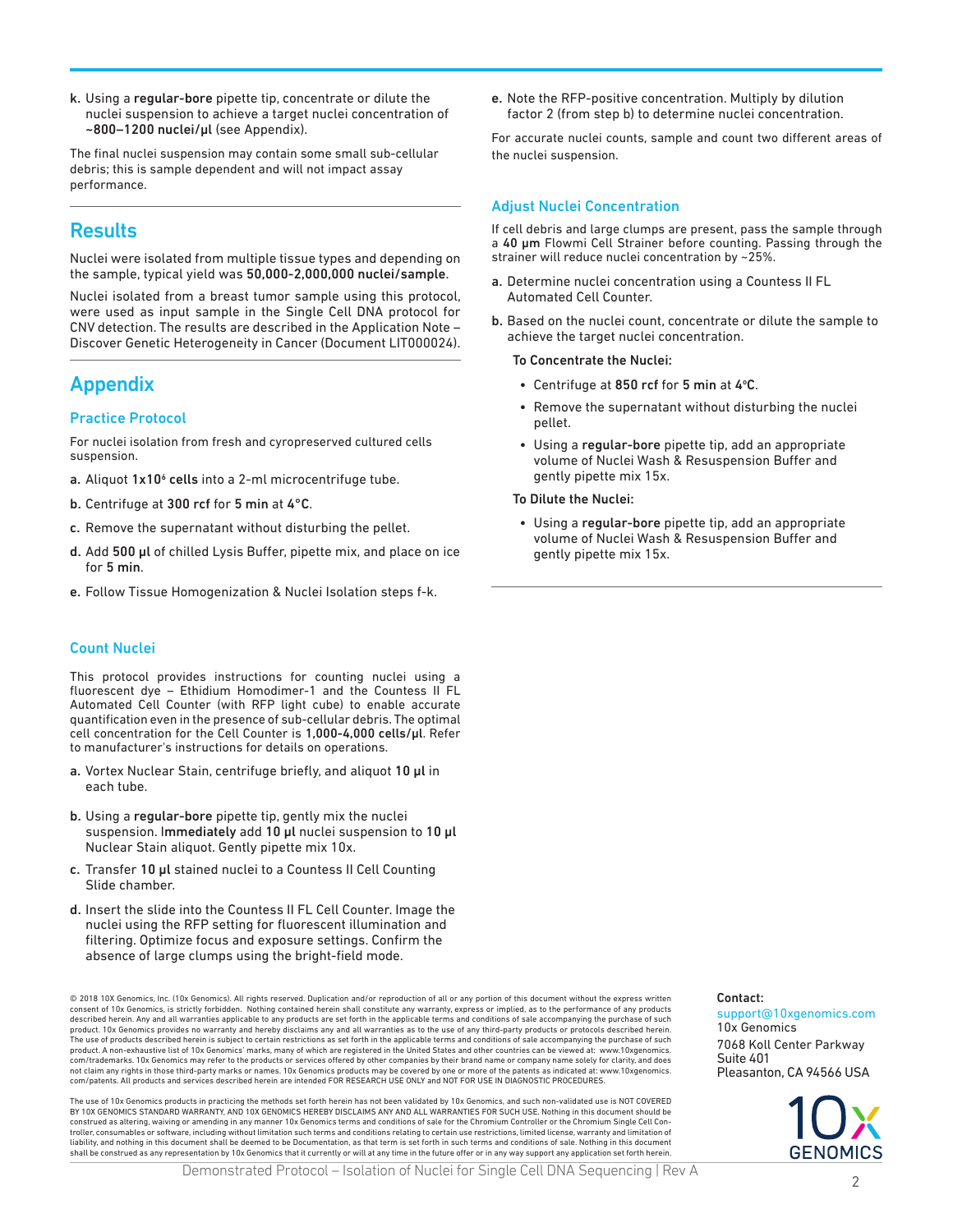k. Using a **regular-bore** pipette tip, concentrate or dilute the nuclei suspension to achieve a target nuclei concentration of **~800–1200 nuclei/µl** (see Appendix).

The final nuclei suspension may contain some small sub-cellular debris; this is sample dependent and will not impact assay performance.

## Results

Nuclei were isolated from multiple tissue types and depending on the sample, typical yield was **50,000-2,000,000 nuclei/sample**.

Nuclei isolated from a breast tumor sample using this protocol, were used as input sample in the Single Cell DNA protocol for CNV detection. The results are described in the Application Note – Discover Genetic Heterogeneity in Cancer (Document LIT000024).

## Appendix

### Practice Protocol

For nuclei isolation from fresh and cyropreserved cultured cells suspension.

a. Aliquot **1x10$^6$ cells** into a 2-ml microcentrifuge tube.

b. Centrifuge at **300 rcf** for **5 min** at **4°C**.

c. Remove the supernatant without disturbing the pellet.

d. Add **500 µl** of chilled Lysis Buffer, pipette mix, and place on ice for **5 min**.

e. Follow Tissue Homogenization & Nuclei Isolation steps f-k.

### Count Nuclei

This protocol provides instructions for counting nuclei using a fluorescent dye – Ethidium Homodimer-1 and the Countess II FL Automated Cell Counter (with RFP light cube) to enable accurate quantification even in the presence of sub-cellular debris. The optimal cell concentration for the Cell Counter is **1,000-4,000 cells/µl**. Refer to manufacturer's instructions for details on operations.

a. Vortex Nuclear Stain, centrifuge briefly, and aliquot **10 µl** in each tube.

b. Using a **regular-bore** pipette tip, gently mix the nuclei suspension. I**mmediately** add **10 µl** nuclei suspension to **10 µl** Nuclear Stain aliquot. Gently pipette mix 10x.

c. Transfer **10 µl** stained nuclei to a Countess II Cell Counting Slide chamber.

d. Insert the slide into the Countess II FL Cell Counter. Image the nuclei using the RFP setting for fluorescent illumination and filtering. Optimize focus and exposure settings. Confirm the absence of large clumps using the bright-field mode.

e. Note the RFP-positive concentration. Multiply by dilution factor 2 (from step b) to determine nuclei concentration.

For accurate nuclei counts, sample and count two different areas of the nuclei suspension.

### Adjust Nuclei Concentration

If cell debris and large clumps are present, pass the sample through a **40 µm** Flowmi Cell Strainer before counting. Passing through the strainer will reduce nuclei concentration by ~25%.

a. Determine nuclei concentration using a Countess II FL Automated Cell Counter.

b. Based on the nuclei count, concentrate or dilute the sample to achieve the target nuclei concentration.

**To Concentrate the Nuclei:**

- Centrifuge at **850 rcf** for **5 min** at **4°C**.
- Remove the supernatant without disturbing the nuclei pellet.
- Using a **regular-bore** pipette tip, add an appropriate volume of Nuclei Wash & Resuspension Buffer and gently pipette mix 15x.

**To Dilute the Nuclei:**

- Using a **regular-bore** pipette tip, add an appropriate volume of Nuclei Wash & Resuspension Buffer and gently pipette mix 15x.

© 2018 10X Genomics, Inc. (10x Genomics). All rights reserved. Duplication and/or reproduction of all or any portion of this document without the express written consent of 10x Genomics, is strictly forbidden. Nothing contained herein shall constitute any warranty, express or implied, as to the performance of any products described herein. Any and all warranties applicable to any products are set forth in the applicable terms and conditions of sale accompanying the purchase of such product. 10x Genomics provides no warranty and hereby disclaims any and all warranties as to the use of any third-party products or protocols described herein. The use of products described herein is subject to certain restrictions as set forth in the applicable terms and conditions of sale accompanying the purchase of such product. A non-exhaustive list of 10x Genomics' marks, many of which are registered in the United States and other countries can be viewed at: www.10xgenomics.com/trademarks. 10x Genomics may refer to the products or services offered by other companies by their brand name or company name solely for clarity, and does not claim any rights in those third-party marks or names. 10x Genomics products may be covered by one or more of the patents as indicated at: www.10xgenomics.com/patents. All products and services described herein are intended FOR RESEARCH USE ONLY and NOT FOR USE IN DIAGNOSTIC PROCEDURES.

The use of 10x Genomics products in practicing the methods set forth herein has not been validated by 10x Genomics, and such non-validated use is NOT COVERED BY 10X GENOMICS STANDARD WARRANTY, AND 10X GENOMICS HEREBY DISCLAIMS ANY AND ALL WARRANTIES FOR SUCH USE. Nothing in this document should be construed as altering, waiving or amending in any manner 10x Genomics terms and conditions of sale for the Chromium Controller or the Chromium Single Cell Controller, consumables or software, including without limitation such terms and conditions relating to certain use restrictions, limited license, warranty and limitation of liability, and nothing in this document shall be deemed to be Documentation, as that term is set forth in such terms and conditions of sale. Nothing in this document shall be construed as any representation by 10x Genomics that it currently or will at any time in the future offer or in any way support any application set forth herein.

**Contact:**
support@10xgenomics.com
10x Genomics
7068 Koll Center Parkway
Suite 401
Pleasanton, CA 94566 USA